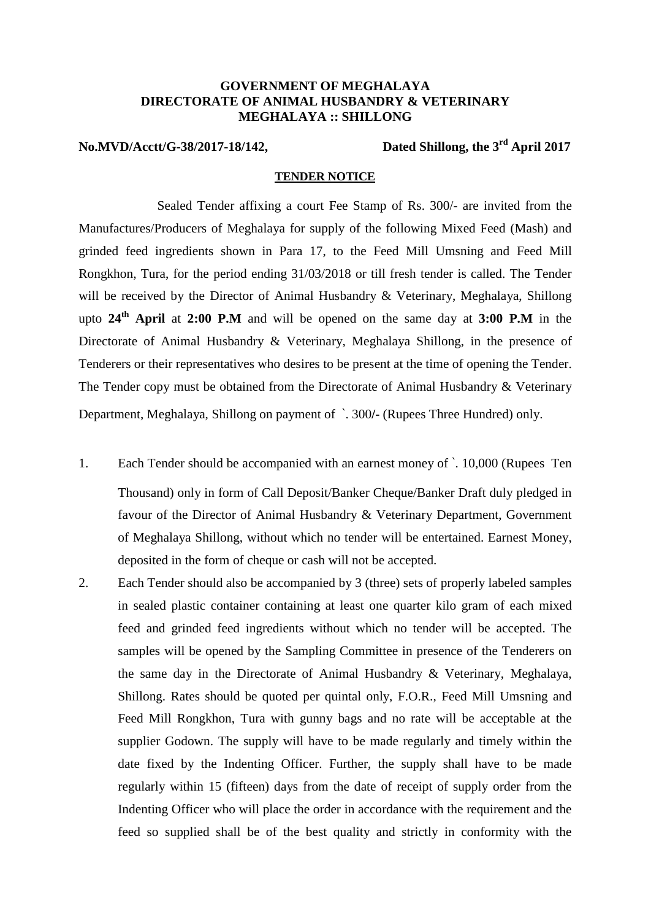**GOVERNMENT OF MEGHALAYA**
**DIRECTORATE OF ANIMAL HUSBANDRY & VETERINARY**
**MEGHALAYA :: SHILLONG**

**No.MVD/Acctt/G-38/2017-18/142,** **Dated Shillong, the 3rd April 2017**

**TENDER NOTICE**

Sealed Tender affixing a court Fee Stamp of Rs. 300/- are invited from the Manufactures/Producers of Meghalaya for supply of the following Mixed Feed (Mash) and grinded feed ingredients shown in Para 17, to the Feed Mill Umsning and Feed Mill Rongkhon, Tura, for the period ending 31/03/2018 or till fresh tender is called. The Tender will be received by the Director of Animal Husbandry & Veterinary, Meghalaya, Shillong upto **24th April** at **2:00 P.M** and will be opened on the same day at **3:00 P.M** in the Directorate of Animal Husbandry & Veterinary, Meghalaya Shillong, in the presence of Tenderers or their representatives who desires to be present at the time of opening the Tender. The Tender copy must be obtained from the Directorate of Animal Husbandry & Veterinary Department, Meghalaya, Shillong on payment of `. 300/- (Rupees Three Hundred) only.

1. Each Tender should be accompanied with an earnest money of `. 10,000 (Rupees Ten Thousand) only in form of Call Deposit/Banker Cheque/Banker Draft duly pledged in favour of the Director of Animal Husbandry & Veterinary Department, Government of Meghalaya Shillong, without which no tender will be entertained. Earnest Money, deposited in the form of cheque or cash will not be accepted.
2. Each Tender should also be accompanied by 3 (three) sets of properly labeled samples in sealed plastic container containing at least one quarter kilo gram of each mixed feed and grinded feed ingredients without which no tender will be accepted. The samples will be opened by the Sampling Committee in presence of the Tenderers on the same day in the Directorate of Animal Husbandry & Veterinary, Meghalaya, Shillong. Rates should be quoted per quintal only, F.O.R., Feed Mill Umsning and Feed Mill Rongkhon, Tura with gunny bags and no rate will be acceptable at the supplier Godown. The supply will have to be made regularly and timely within the date fixed by the Indenting Officer. Further, the supply shall have to be made regularly within 15 (fifteen) days from the date of receipt of supply order from the Indenting Officer who will place the order in accordance with the requirement and the feed so supplied shall be of the best quality and strictly in conformity with the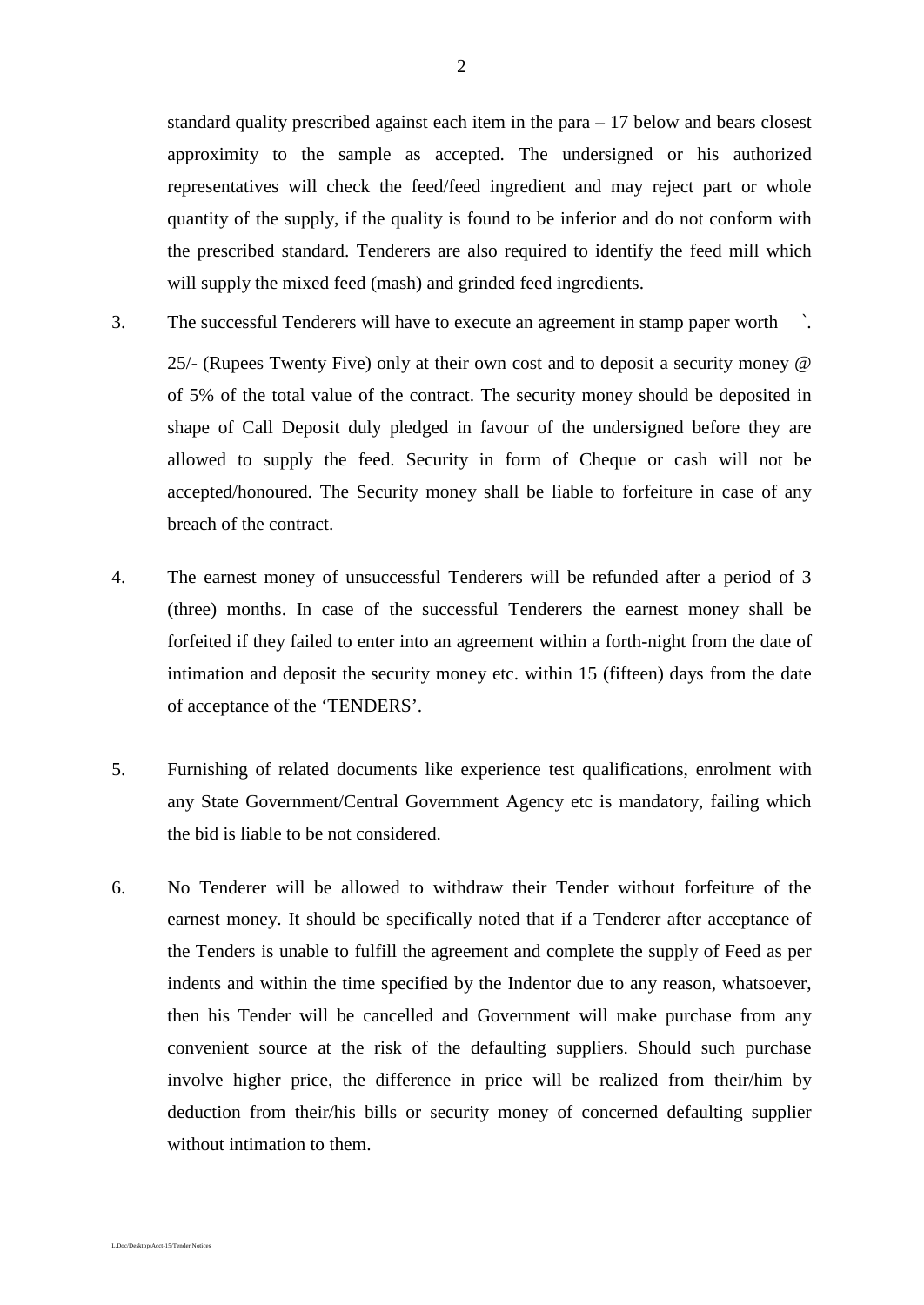standard quality prescribed against each item in the para – 17 below and bears closest approximity to the sample as accepted. The undersigned or his authorized representatives will check the feed/feed ingredient and may reject part or whole quantity of the supply, if the quality is found to be inferior and do not conform with the prescribed standard. Tenderers are also required to identify the feed mill which will supply the mixed feed (mash) and grinded feed ingredients.

3. The successful Tenderers will have to execute an agreement in stamp paper worth `. 25/- (Rupees Twenty Five) only at their own cost and to deposit a security money @ of 5% of the total value of the contract. The security money should be deposited in shape of Call Deposit duly pledged in favour of the undersigned before they are allowed to supply the feed. Security in form of Cheque or cash will not be accepted/honoured. The Security money shall be liable to forfeiture in case of any breach of the contract.

4. The earnest money of unsuccessful Tenderers will be refunded after a period of 3 (three) months. In case of the successful Tenderers the earnest money shall be forfeited if they failed to enter into an agreement within a forth-night from the date of intimation and deposit the security money etc. within 15 (fifteen) days from the date of acceptance of the 'TENDERS'.

5. Furnishing of related documents like experience test qualifications, enrolment with any State Government/Central Government Agency etc is mandatory, failing which the bid is liable to be not considered.

6. No Tenderer will be allowed to withdraw their Tender without forfeiture of the earnest money. It should be specifically noted that if a Tenderer after acceptance of the Tenders is unable to fulfill the agreement and complete the supply of Feed as per indents and within the time specified by the Indentor due to any reason, whatsoever, then his Tender will be cancelled and Government will make purchase from any convenient source at the risk of the defaulting suppliers. Should such purchase involve higher price, the difference in price will be realized from their/him by deduction from their/his bills or security money of concerned defaulting supplier without intimation to them.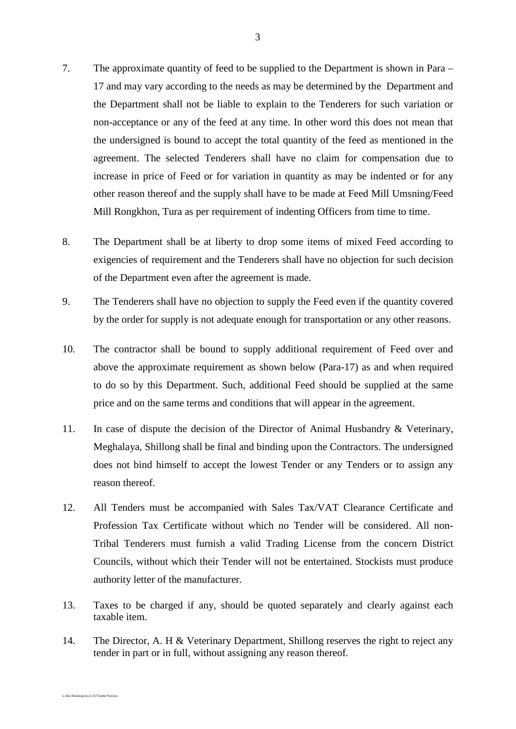7. The approximate quantity of feed to be supplied to the Department is shown in Para – 17 and may vary according to the needs as may be determined by the Department and the Department shall not be liable to explain to the Tenderers for such variation or non-acceptance or any of the feed at any time. In other word this does not mean that the undersigned is bound to accept the total quantity of the feed as mentioned in the agreement. The selected Tenderers shall have no claim for compensation due to increase in price of Feed or for variation in quantity as may be indented or for any other reason thereof and the supply shall have to be made at Feed Mill Umsning/Feed Mill Rongkhon, Tura as per requirement of indenting Officers from time to time.

8. The Department shall be at liberty to drop some items of mixed Feed according to exigencies of requirement and the Tenderers shall have no objection for such decision of the Department even after the agreement is made.

9. The Tenderers shall have no objection to supply the Feed even if the quantity covered by the order for supply is not adequate enough for transportation or any other reasons.

10. The contractor shall be bound to supply additional requirement of Feed over and above the approximate requirement as shown below (Para-17) as and when required to do so by this Department. Such, additional Feed should be supplied at the same price and on the same terms and conditions that will appear in the agreement.

11. In case of dispute the decision of the Director of Animal Husbandry & Veterinary, Meghalaya, Shillong shall be final and binding upon the Contractors. The undersigned does not bind himself to accept the lowest Tender or any Tenders or to assign any reason thereof.

12. All Tenders must be accompanied with Sales Tax/VAT Clearance Certificate and Profession Tax Certificate without which no Tender will be considered. All non-Tribal Tenderers must furnish a valid Trading License from the concern District Councils, without which their Tender will not be entertained. Stockists must produce authority letter of the manufacturer.

13. Taxes to be charged if any, should be quoted separately and clearly against each taxable item.

14. The Director, A. H & Veterinary Department, Shillong reserves the right to reject any tender in part or in full, without assigning any reason thereof.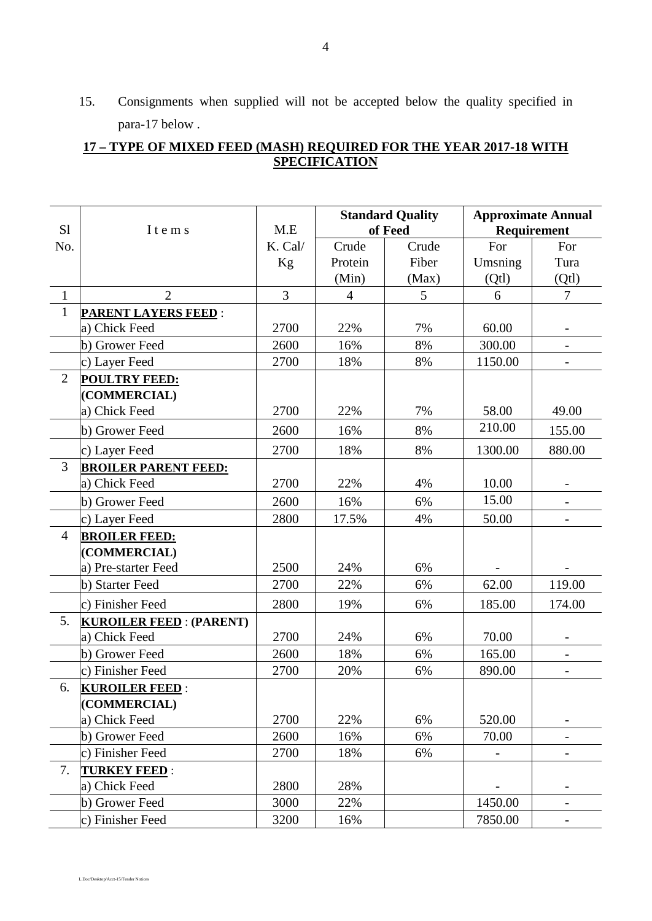15. Consignments when supplied will not be accepted below the quality specified in para-17 below .

**17 – TYPE OF MIXED FEED (MASH) REQUIRED FOR THE YEAR 2017-18 WITH SPECIFICATION**

| Sl No. | I t e m s | M.E K. Cal/ Kg | Standard Quality of Feed | | Approximate Annual Requirement | |
|---|---|---|---|---|---|---|
| | | | Crude Protein (Min) | Crude Fiber (Max) | For Umsning (Qtl) | For Tura (Qtl) |
| 1 | 2 | 3 | 4 | 5 | 6 | 7 |
| 1 | **PARENT LAYERS FEED** : | | | | | |
| | a) Chick Feed | 2700 | 22% | 7% | 60.00 | - |
| | b) Grower Feed | 2600 | 16% | 8% | 300.00 | - |
| | c) Layer Feed | 2700 | 18% | 8% | 1150.00 | - |
| 2 | **POULTRY FEED: (COMMERCIAL)** | | | | | |
| | a) Chick Feed | 2700 | 22% | 7% | 58.00 | 49.00 |
| | b) Grower Feed | 2600 | 16% | 8% | 210.00 | 155.00 |
| | c) Layer Feed | 2700 | 18% | 8% | 1300.00 | 880.00 |
| 3 | **BROILER PARENT FEED:** | | | | | |
| | a) Chick Feed | 2700 | 22% | 4% | 10.00 | - |
| | b) Grower Feed | 2600 | 16% | 6% | 15.00 | - |
| | c) Layer Feed | 2800 | 17.5% | 4% | 50.00 | - |
| 4 | **BROILER FEED: (COMMERCIAL)** | | | | | |
| | a) Pre-starter Feed | 2500 | 24% | 6% | - | - |
| | b) Starter Feed | 2700 | 22% | 6% | 62.00 | 119.00 |
| | c) Finisher Feed | 2800 | 19% | 6% | 185.00 | 174.00 |
| 5. | **KUROILER FEED** : **(PARENT)** | | | | | |
| | a) Chick Feed | 2700 | 24% | 6% | 70.00 | - |
| | b) Grower Feed | 2600 | 18% | 6% | 165.00 | - |
| | c) Finisher Feed | 2700 | 20% | 6% | 890.00 | - |
| 6. | **KUROILER FEED** : **(COMMERCIAL)** | | | | | |
| | a) Chick Feed | 2700 | 22% | 6% | 520.00 | - |
| | b) Grower Feed | 2600 | 16% | 6% | 70.00 | - |
| | c) Finisher Feed | 2700 | 18% | 6% | - | - |
| 7. | **TURKEY FEED** : | | | | | |
| | a) Chick Feed | 2800 | 28% | | - | - |
| | b) Grower Feed | 3000 | 22% | | 1450.00 | - |
| | c) Finisher Feed | 3200 | 16% | | 7850.00 | - |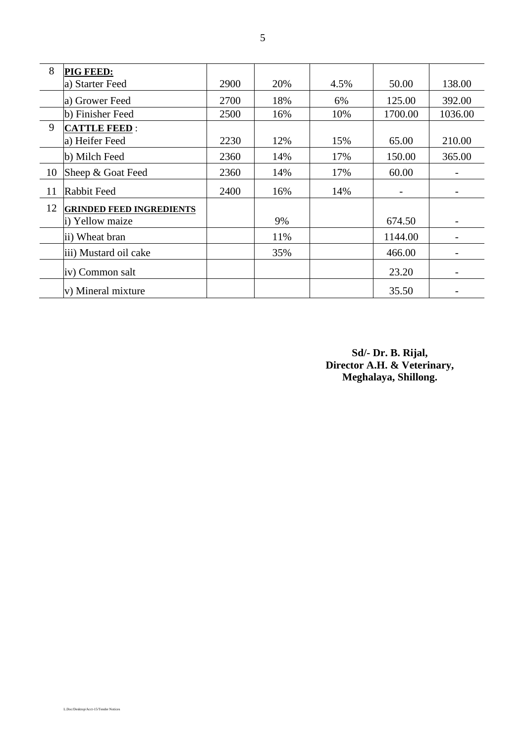| | | | | | | |
|---|---|---|---|---|---|---|
| 8 | **PIG FEED:**<br>a) Starter Feed | 2900 | 20% | 4.5% | 50.00 | 138.00 |
| | a) Grower Feed | 2700 | 18% | 6% | 125.00 | 392.00 |
| | b) Finisher Feed | 2500 | 16% | 10% | 1700.00 | 1036.00 |
| 9 | **CATTLE FEED** :<br>a) Heifer Feed | 2230 | 12% | 15% | 65.00 | 210.00 |
| | b) Milch Feed | 2360 | 14% | 17% | 150.00 | 365.00 |
| 10 | Sheep & Goat Feed | 2360 | 14% | 17% | 60.00 | - |
| 11 | Rabbit Feed | 2400 | 16% | 14% | - | - |
| 12 | **GRINDED FEED INGREDIENTS**<br>i) Yellow maize | | 9% | | 674.50 | - |
| | ii) Wheat bran | | 11% | | 1144.00 | - |
| | iii) Mustard oil cake | | 35% | | 466.00 | - |
| | iv) Common salt | | | | 23.20 | - |
| | v) Mineral mixture | | | | 35.50 | - |

**Sd/- Dr. B. Rijal,**
**Director A.H. & Veterinary,**
**Meghalaya, Shillong.**

L.Doc/Desktop/Acct-15/Tender Notices